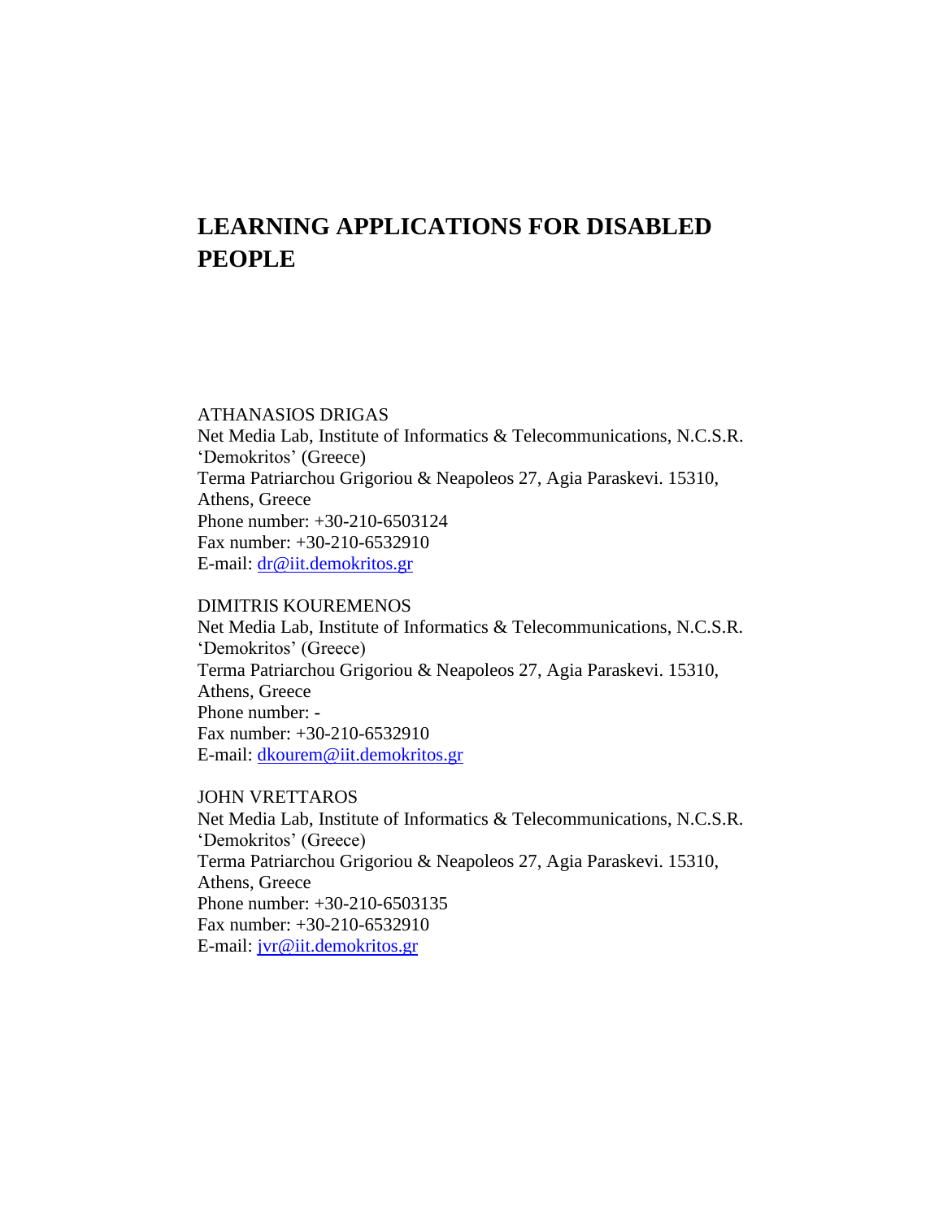# LEARNING APPLICATIONS FOR DISABLED PEOPLE

ATHANASIOS DRIGAS
Net Media Lab, Institute of Informatics & Telecommunications, N.C.S.R. 'Demokritos' (Greece)
Terma Patriarchou Grigoriou & Neapoleos 27, Agia Paraskevi. 15310, Athens, Greece
Phone number: +30-210-6503124
Fax number: +30-210-6532910
E-mail: dr@iit.demokritos.gr

DIMITRIS KOUREMENOS
Net Media Lab, Institute of Informatics & Telecommunications, N.C.S.R. 'Demokritos' (Greece)
Terma Patriarchou Grigoriou & Neapoleos 27, Agia Paraskevi. 15310, Athens, Greece
Phone number: -
Fax number: +30-210-6532910
E-mail: dkourem@iit.demokritos.gr

JOHN VRETTAROS
Net Media Lab, Institute of Informatics & Telecommunications, N.C.S.R. 'Demokritos' (Greece)
Terma Patriarchou Grigoriou & Neapoleos 27, Agia Paraskevi. 15310, Athens, Greece
Phone number: +30-210-6503135
Fax number: +30-210-6532910
E-mail: jvr@iit.demokritos.gr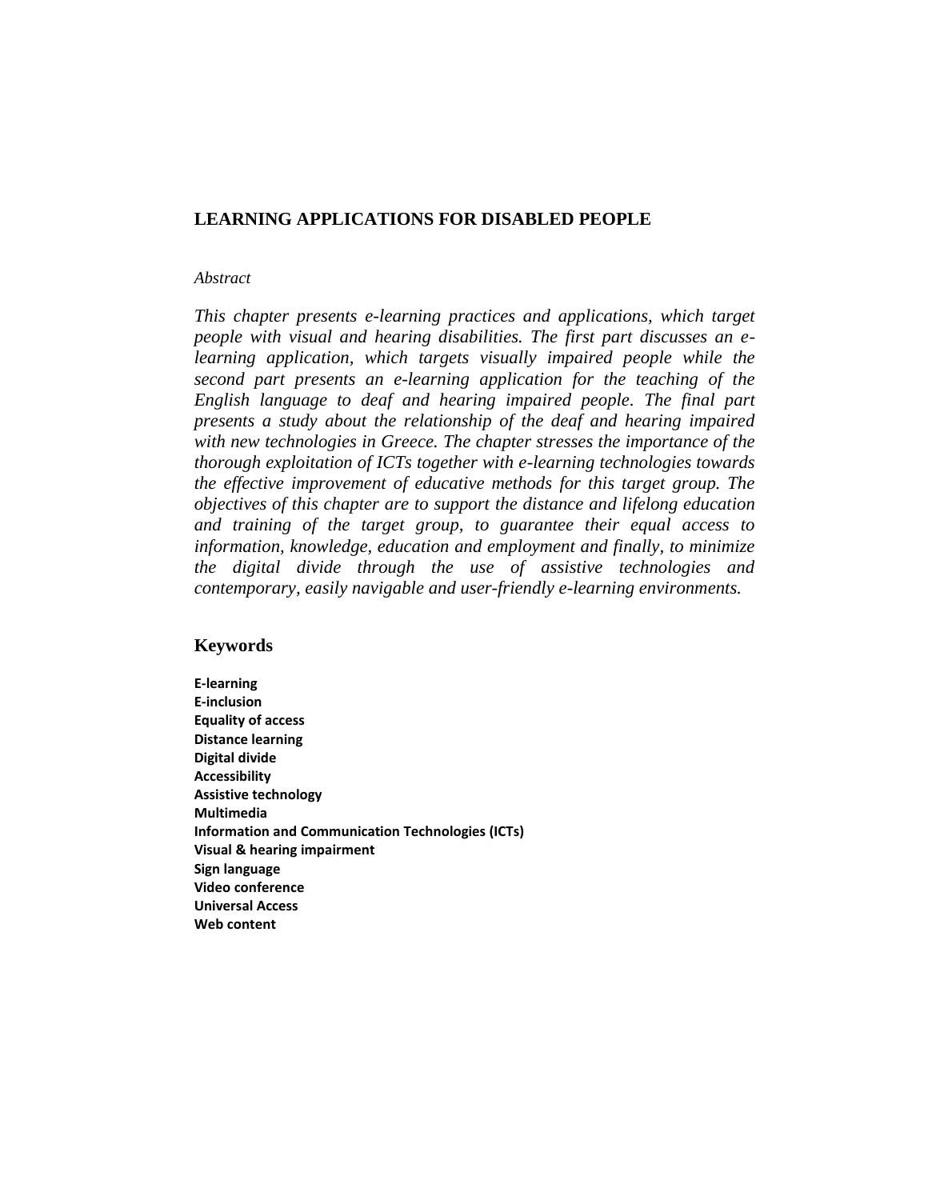## LEARNING APPLICATIONS FOR DISABLED PEOPLE

*Abstract*

*This chapter presents e-learning practices and applications, which target people with visual and hearing disabilities. The first part discusses an e-learning application, which targets visually impaired people while the second part presents an e-learning application for the teaching of the English language to deaf and hearing impaired people. The final part presents a study about the relationship of the deaf and hearing impaired with new technologies in Greece. The chapter stresses the importance of the thorough exploitation of ICTs together with e-learning technologies towards the effective improvement of educative methods for this target group. The objectives of this chapter are to support the distance and lifelong education and training of the target group, to guarantee their equal access to information, knowledge, education and employment and finally, to minimize the digital divide through the use of assistive technologies and contemporary, easily navigable and user-friendly e-learning environments.*

### Keywords

**E-learning**
**E-inclusion**
**Equality of access**
**Distance learning**
**Digital divide**
**Accessibility**
**Assistive technology**
**Multimedia**
**Information and Communication Technologies (ICTs)**
**Visual & hearing impairment**
**Sign language**
**Video conference**
**Universal Access**
**Web content**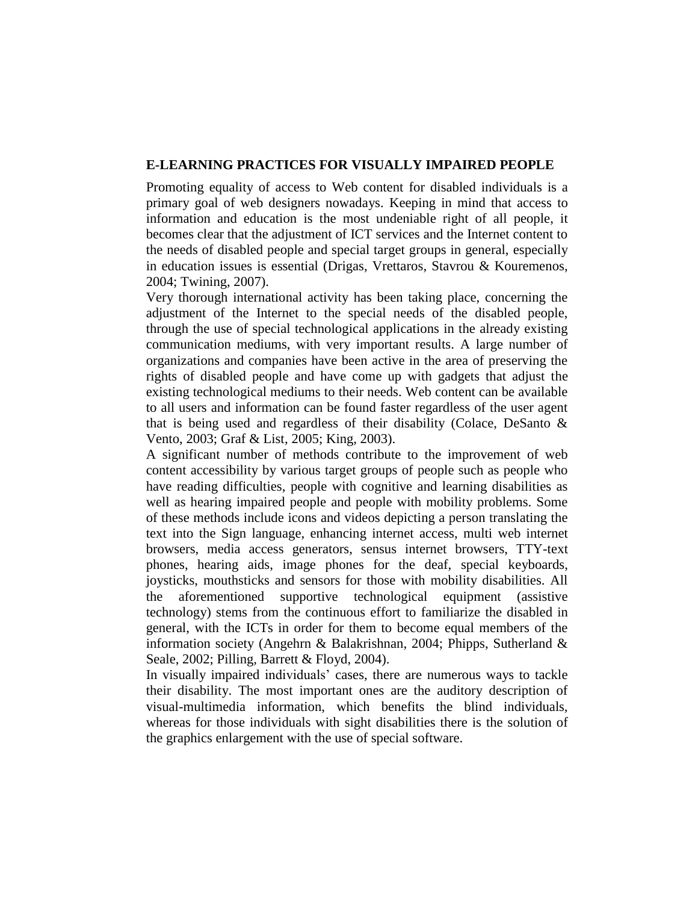## E-LEARNING PRACTICES FOR VISUALLY IMPAIRED PEOPLE

Promoting equality of access to Web content for disabled individuals is a primary goal of web designers nowadays. Keeping in mind that access to information and education is the most undeniable right of all people, it becomes clear that the adjustment of ICT services and the Internet content to the needs of disabled people and special target groups in general, especially in education issues is essential (Drigas, Vrettaros, Stavrou & Kouremenos, 2004; Twining, 2007).

Very thorough international activity has been taking place, concerning the adjustment of the Internet to the special needs of the disabled people, through the use of special technological applications in the already existing communication mediums, with very important results. A large number of organizations and companies have been active in the area of preserving the rights of disabled people and have come up with gadgets that adjust the existing technological mediums to their needs. Web content can be available to all users and information can be found faster regardless of the user agent that is being used and regardless of their disability (Colace, DeSanto & Vento, 2003; Graf & List, 2005; King, 2003).

A significant number of methods contribute to the improvement of web content accessibility by various target groups of people such as people who have reading difficulties, people with cognitive and learning disabilities as well as hearing impaired people and people with mobility problems. Some of these methods include icons and videos depicting a person translating the text into the Sign language, enhancing internet access, multi web internet browsers, media access generators, sensus internet browsers, TTY-text phones, hearing aids, image phones for the deaf, special keyboards, joysticks, mouthsticks and sensors for those with mobility disabilities. All the aforementioned supportive technological equipment (assistive technology) stems from the continuous effort to familiarize the disabled in general, with the ICTs in order for them to become equal members of the information society (Angehrn & Balakrishnan, 2004; Phipps, Sutherland & Seale, 2002; Pilling, Barrett & Floyd, 2004).

In visually impaired individuals' cases, there are numerous ways to tackle their disability. The most important ones are the auditory description of visual-multimedia information, which benefits the blind individuals, whereas for those individuals with sight disabilities there is the solution of the graphics enlargement with the use of special software.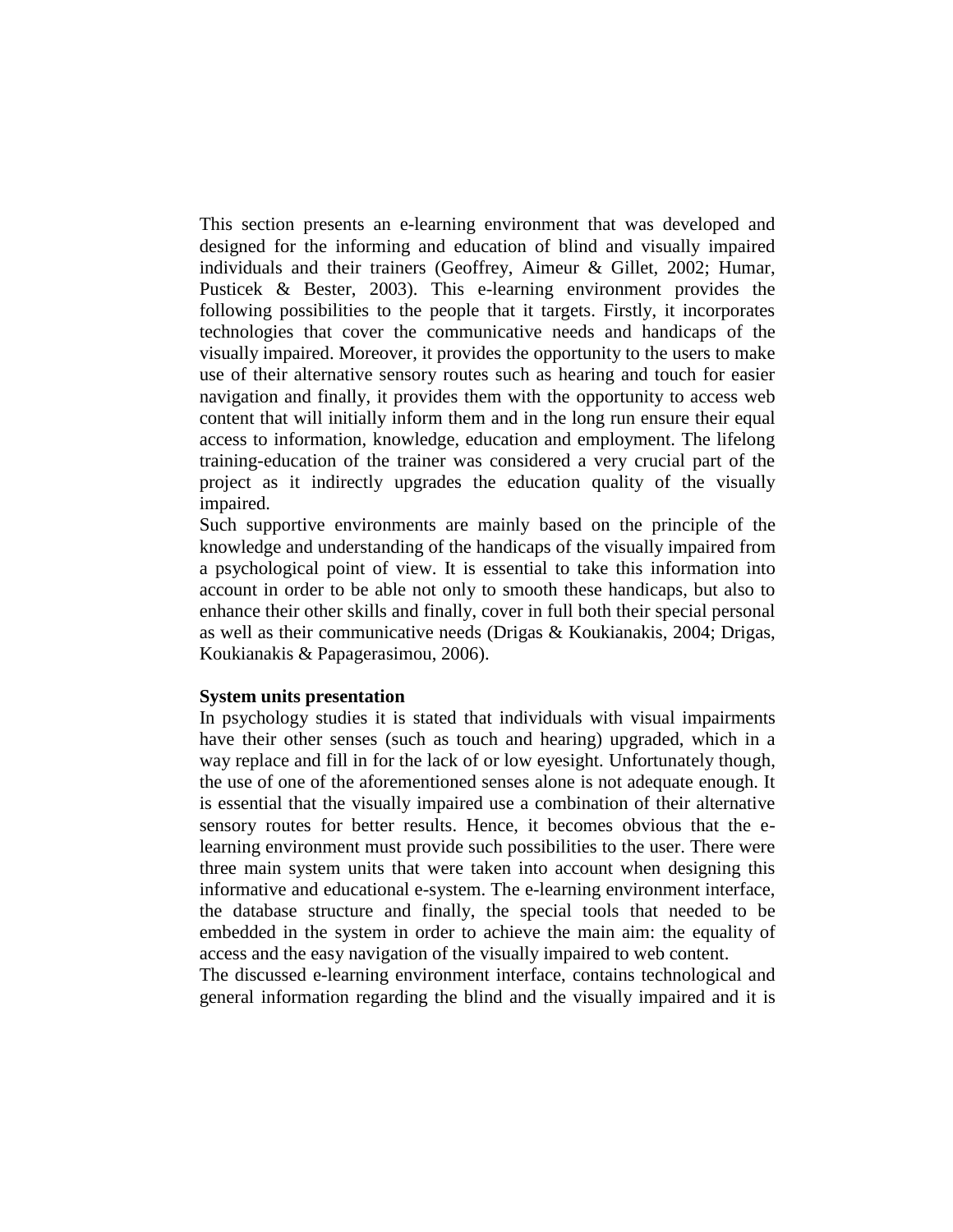This section presents an e-learning environment that was developed and designed for the informing and education of blind and visually impaired individuals and their trainers (Geoffrey, Aimeur & Gillet, 2002; Humar, Pusticek & Bester, 2003). This e-learning environment provides the following possibilities to the people that it targets. Firstly, it incorporates technologies that cover the communicative needs and handicaps of the visually impaired. Moreover, it provides the opportunity to the users to make use of their alternative sensory routes such as hearing and touch for easier navigation and finally, it provides them with the opportunity to access web content that will initially inform them and in the long run ensure their equal access to information, knowledge, education and employment. The lifelong training-education of the trainer was considered a very crucial part of the project as it indirectly upgrades the education quality of the visually impaired.

Such supportive environments are mainly based on the principle of the knowledge and understanding of the handicaps of the visually impaired from a psychological point of view. It is essential to take this information into account in order to be able not only to smooth these handicaps, but also to enhance their other skills and finally, cover in full both their special personal as well as their communicative needs (Drigas & Koukianakis, 2004; Drigas, Koukianakis & Papagerasimou, 2006).

**System units presentation**

In psychology studies it is stated that individuals with visual impairments have their other senses (such as touch and hearing) upgraded, which in a way replace and fill in for the lack of or low eyesight. Unfortunately though, the use of one of the aforementioned senses alone is not adequate enough. It is essential that the visually impaired use a combination of their alternative sensory routes for better results. Hence, it becomes obvious that the e-learning environment must provide such possibilities to the user. There were three main system units that were taken into account when designing this informative and educational e-system. The e-learning environment interface, the database structure and finally, the special tools that needed to be embedded in the system in order to achieve the main aim: the equality of access and the easy navigation of the visually impaired to web content.

The discussed e-learning environment interface, contains technological and general information regarding the blind and the visually impaired and it is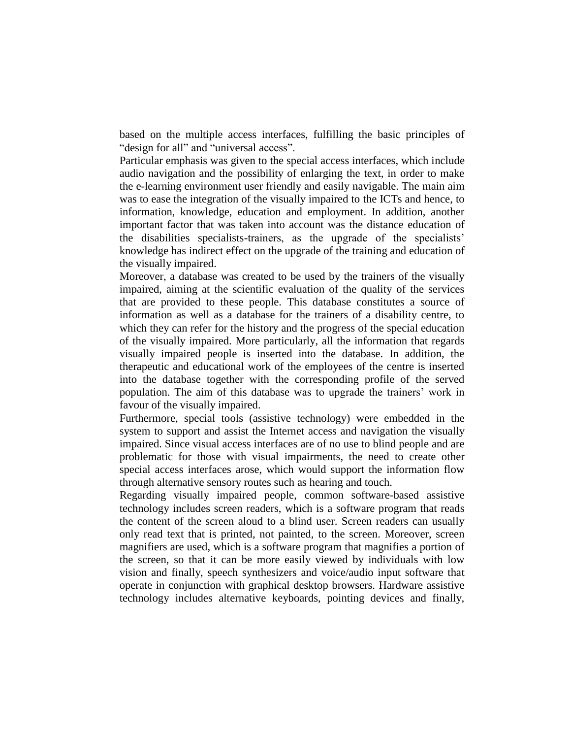based on the multiple access interfaces, fulfilling the basic principles of "design for all" and "universal access".

Particular emphasis was given to the special access interfaces, which include audio navigation and the possibility of enlarging the text, in order to make the e-learning environment user friendly and easily navigable. The main aim was to ease the integration of the visually impaired to the ICTs and hence, to information, knowledge, education and employment. In addition, another important factor that was taken into account was the distance education of the disabilities specialists-trainers, as the upgrade of the specialists' knowledge has indirect effect on the upgrade of the training and education of the visually impaired.

Moreover, a database was created to be used by the trainers of the visually impaired, aiming at the scientific evaluation of the quality of the services that are provided to these people. This database constitutes a source of information as well as a database for the trainers of a disability centre, to which they can refer for the history and the progress of the special education of the visually impaired. More particularly, all the information that regards visually impaired people is inserted into the database. In addition, the therapeutic and educational work of the employees of the centre is inserted into the database together with the corresponding profile of the served population. The aim of this database was to upgrade the trainers' work in favour of the visually impaired.

Furthermore, special tools (assistive technology) were embedded in the system to support and assist the Internet access and navigation the visually impaired. Since visual access interfaces are of no use to blind people and are problematic for those with visual impairments, the need to create other special access interfaces arose, which would support the information flow through alternative sensory routes such as hearing and touch.

Regarding visually impaired people, common software-based assistive technology includes screen readers, which is a software program that reads the content of the screen aloud to a blind user. Screen readers can usually only read text that is printed, not painted, to the screen. Moreover, screen magnifiers are used, which is a software program that magnifies a portion of the screen, so that it can be more easily viewed by individuals with low vision and finally, speech synthesizers and voice/audio input software that operate in conjunction with graphical desktop browsers. Hardware assistive technology includes alternative keyboards, pointing devices and finally,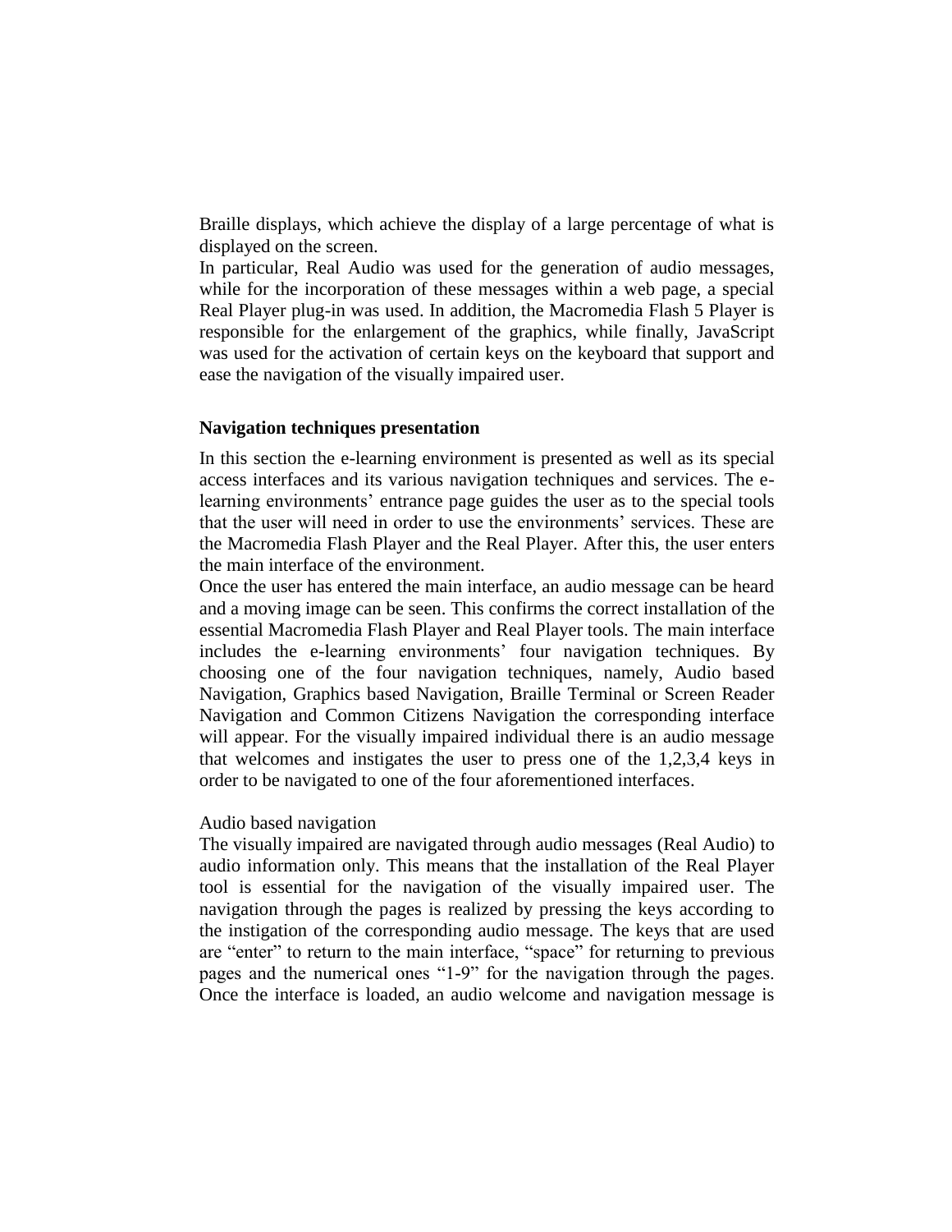Braille displays, which achieve the display of a large percentage of what is displayed on the screen.

In particular, Real Audio was used for the generation of audio messages, while for the incorporation of these messages within a web page, a special Real Player plug-in was used. In addition, the Macromedia Flash 5 Player is responsible for the enlargement of the graphics, while finally, JavaScript was used for the activation of certain keys on the keyboard that support and ease the navigation of the visually impaired user.

## Navigation techniques presentation

In this section the e-learning environment is presented as well as its special access interfaces and its various navigation techniques and services. The e-learning environments' entrance page guides the user as to the special tools that the user will need in order to use the environments' services. These are the Macromedia Flash Player and the Real Player. After this, the user enters the main interface of the environment.

Once the user has entered the main interface, an audio message can be heard and a moving image can be seen. This confirms the correct installation of the essential Macromedia Flash Player and Real Player tools. The main interface includes the e-learning environments' four navigation techniques. By choosing one of the four navigation techniques, namely, Audio based Navigation, Graphics based Navigation, Braille Terminal or Screen Reader Navigation and Common Citizens Navigation the corresponding interface will appear. For the visually impaired individual there is an audio message that welcomes and instigates the user to press one of the 1,2,3,4 keys in order to be navigated to one of the four aforementioned interfaces.

### Audio based navigation

The visually impaired are navigated through audio messages (Real Audio) to audio information only. This means that the installation of the Real Player tool is essential for the navigation of the visually impaired user. The navigation through the pages is realized by pressing the keys according to the instigation of the corresponding audio message. The keys that are used are "enter" to return to the main interface, "space" for returning to previous pages and the numerical ones "1-9" for the navigation through the pages. Once the interface is loaded, an audio welcome and navigation message is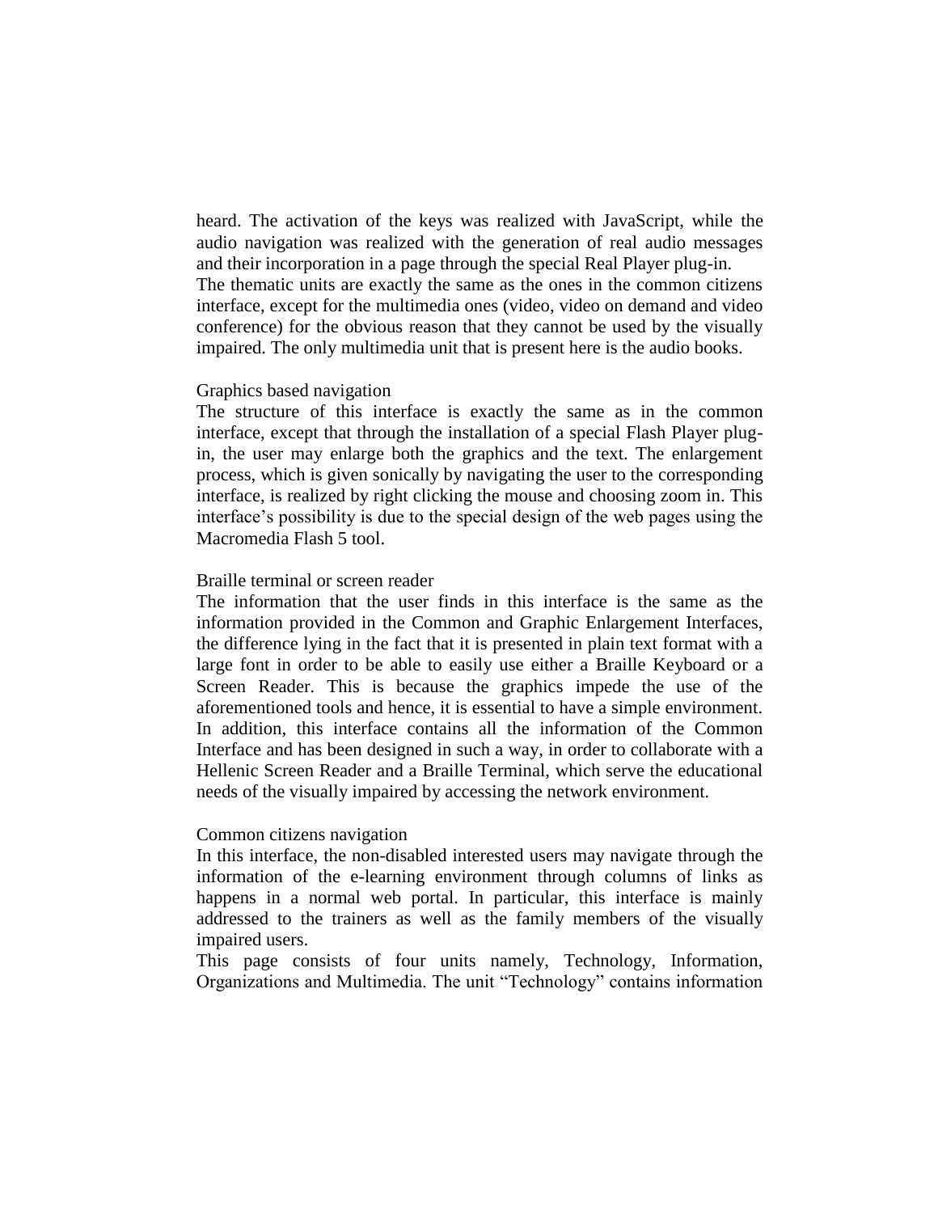heard. The activation of the keys was realized with JavaScript, while the audio navigation was realized with the generation of real audio messages and their incorporation in a page through the special Real Player plug-in.
The thematic units are exactly the same as the ones in the common citizens interface, except for the multimedia ones (video, video on demand and video conference) for the obvious reason that they cannot be used by the visually impaired. The only multimedia unit that is present here is the audio books.

### Graphics based navigation

The structure of this interface is exactly the same as in the common interface, except that through the installation of a special Flash Player plug-in, the user may enlarge both the graphics and the text. The enlargement process, which is given sonically by navigating the user to the corresponding interface, is realized by right clicking the mouse and choosing zoom in. This interface's possibility is due to the special design of the web pages using the Macromedia Flash 5 tool.

### Braille terminal or screen reader

The information that the user finds in this interface is the same as the information provided in the Common and Graphic Enlargement Interfaces, the difference lying in the fact that it is presented in plain text format with a large font in order to be able to easily use either a Braille Keyboard or a Screen Reader. This is because the graphics impede the use of the aforementioned tools and hence, it is essential to have a simple environment. In addition, this interface contains all the information of the Common Interface and has been designed in such a way, in order to collaborate with a Hellenic Screen Reader and a Braille Terminal, which serve the educational needs of the visually impaired by accessing the network environment.

### Common citizens navigation

In this interface, the non-disabled interested users may navigate through the information of the e-learning environment through columns of links as happens in a normal web portal. In particular, this interface is mainly addressed to the trainers as well as the family members of the visually impaired users.
This page consists of four units namely, Technology, Information, Organizations and Multimedia. The unit "Technology" contains information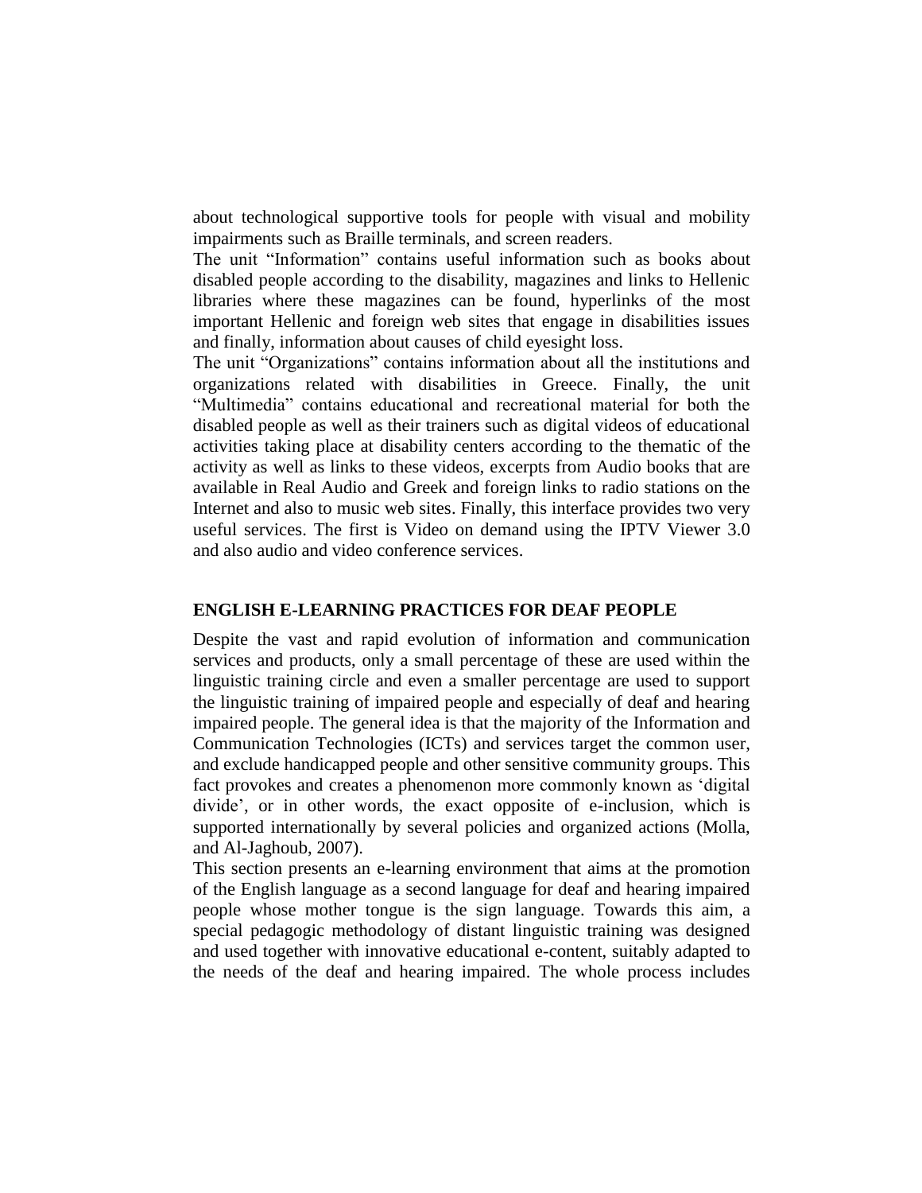about technological supportive tools for people with visual and mobility impairments such as Braille terminals, and screen readers.

The unit "Information" contains useful information such as books about disabled people according to the disability, magazines and links to Hellenic libraries where these magazines can be found, hyperlinks of the most important Hellenic and foreign web sites that engage in disabilities issues and finally, information about causes of child eyesight loss.

The unit "Organizations" contains information about all the institutions and organizations related with disabilities in Greece. Finally, the unit "Multimedia" contains educational and recreational material for both the disabled people as well as their trainers such as digital videos of educational activities taking place at disability centers according to the thematic of the activity as well as links to these videos, excerpts from Audio books that are available in Real Audio and Greek and foreign links to radio stations on the Internet and also to music web sites. Finally, this interface provides two very useful services. The first is Video on demand using the IPTV Viewer 3.0 and also audio and video conference services.

## ENGLISH E-LEARNING PRACTICES FOR DEAF PEOPLE

Despite the vast and rapid evolution of information and communication services and products, only a small percentage of these are used within the linguistic training circle and even a smaller percentage are used to support the linguistic training of impaired people and especially of deaf and hearing impaired people. The general idea is that the majority of the Information and Communication Technologies (ICTs) and services target the common user, and exclude handicapped people and other sensitive community groups. This fact provokes and creates a phenomenon more commonly known as 'digital divide', or in other words, the exact opposite of e-inclusion, which is supported internationally by several policies and organized actions (Molla, and Al-Jaghoub, 2007).

This section presents an e-learning environment that aims at the promotion of the English language as a second language for deaf and hearing impaired people whose mother tongue is the sign language. Towards this aim, a special pedagogic methodology of distant linguistic training was designed and used together with innovative educational e-content, suitably adapted to the needs of the deaf and hearing impaired. The whole process includes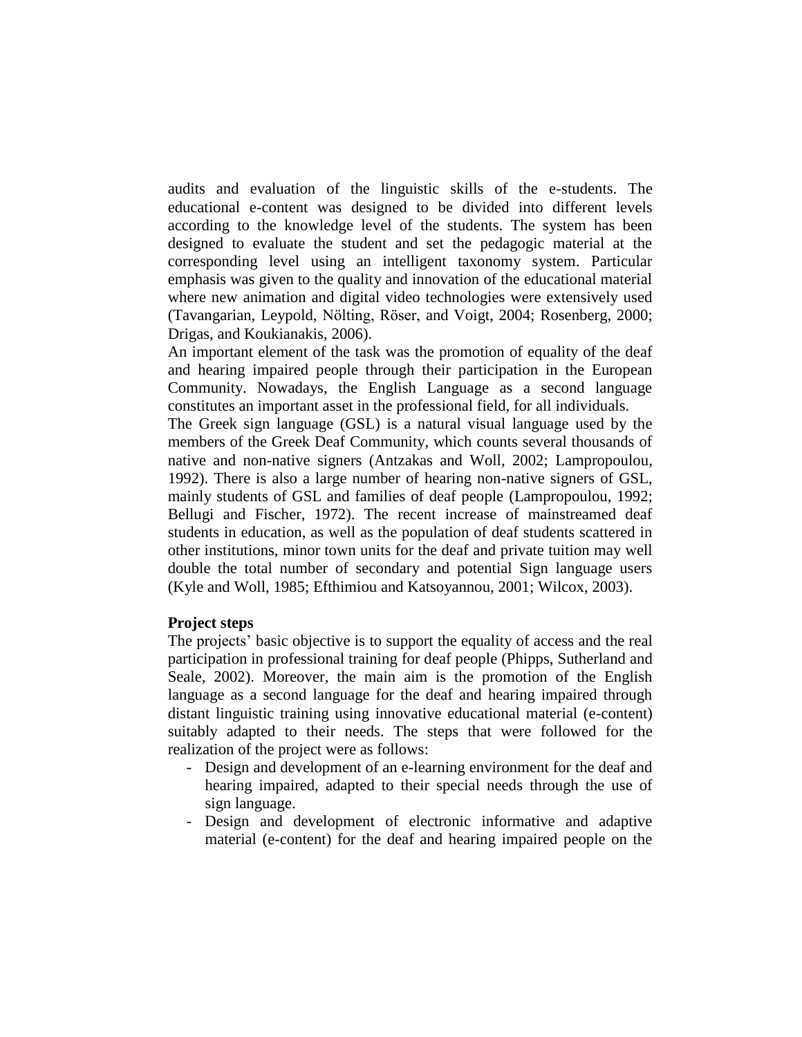audits and evaluation of the linguistic skills of the e-students. The educational e-content was designed to be divided into different levels according to the knowledge level of the students. The system has been designed to evaluate the student and set the pedagogic material at the corresponding level using an intelligent taxonomy system. Particular emphasis was given to the quality and innovation of the educational material where new animation and digital video technologies were extensively used (Tavangarian, Leypold, Nölting, Röser, and Voigt, 2004; Rosenberg, 2000; Drigas, and Koukianakis, 2006).

An important element of the task was the promotion of equality of the deaf and hearing impaired people through their participation in the European Community. Nowadays, the English Language as a second language constitutes an important asset in the professional field, for all individuals.

The Greek sign language (GSL) is a natural visual language used by the members of the Greek Deaf Community, which counts several thousands of native and non-native signers (Antzakas and Woll, 2002; Lampropoulou, 1992). There is also a large number of hearing non-native signers of GSL, mainly students of GSL and families of deaf people (Lampropoulou, 1992; Bellugi and Fischer, 1972). The recent increase of mainstreamed deaf students in education, as well as the population of deaf students scattered in other institutions, minor town units for the deaf and private tuition may well double the total number of secondary and potential Sign language users (Kyle and Woll, 1985; Efthimiou and Katsoyannou, 2001; Wilcox, 2003).

**Project steps**

The projects' basic objective is to support the equality of access and the real participation in professional training for deaf people (Phipps, Sutherland and Seale, 2002). Moreover, the main aim is the promotion of the English language as a second language for the deaf and hearing impaired through distant linguistic training using innovative educational material (e-content) suitably adapted to their needs. The steps that were followed for the realization of the project were as follows:

- Design and development of an e-learning environment for the deaf and hearing impaired, adapted to their special needs through the use of sign language.
- Design and development of electronic informative and adaptive material (e-content) for the deaf and hearing impaired people on the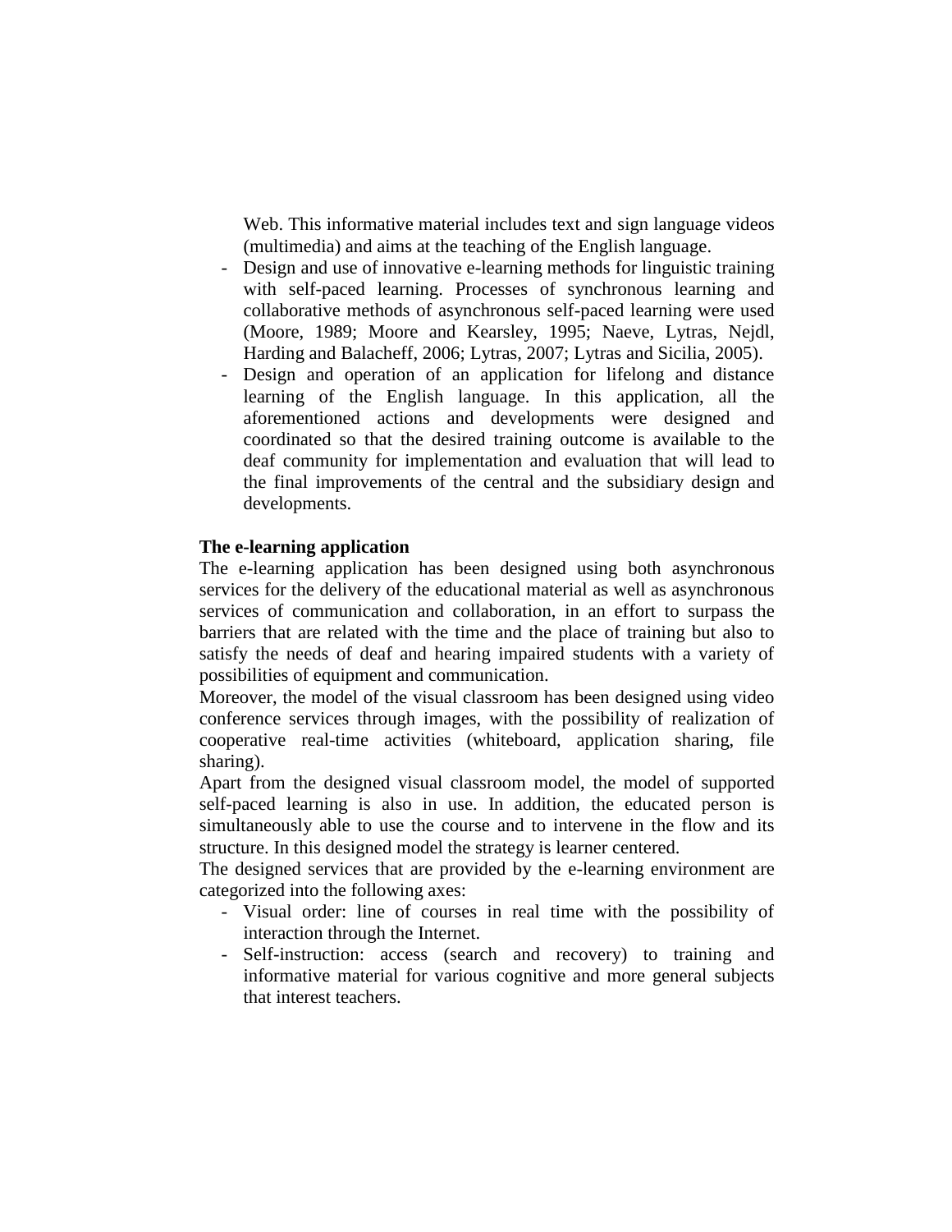Web. This informative material includes text and sign language videos (multimedia) and aims at the teaching of the English language.

- Design and use of innovative e-learning methods for linguistic training with self-paced learning. Processes of synchronous learning and collaborative methods of asynchronous self-paced learning were used (Moore, 1989; Moore and Kearsley, 1995; Naeve, Lytras, Nejdl, Harding and Balacheff, 2006; Lytras, 2007; Lytras and Sicilia, 2005).
- Design and operation of an application for lifelong and distance learning of the English language. In this application, all the aforementioned actions and developments were designed and coordinated so that the desired training outcome is available to the deaf community for implementation and evaluation that will lead to the final improvements of the central and the subsidiary design and developments.

**The e-learning application**

The e-learning application has been designed using both asynchronous services for the delivery of the educational material as well as asynchronous services of communication and collaboration, in an effort to surpass the barriers that are related with the time and the place of training but also to satisfy the needs of deaf and hearing impaired students with a variety of possibilities of equipment and communication.

Moreover, the model of the visual classroom has been designed using video conference services through images, with the possibility of realization of cooperative real-time activities (whiteboard, application sharing, file sharing).

Apart from the designed visual classroom model, the model of supported self-paced learning is also in use. In addition, the educated person is simultaneously able to use the course and to intervene in the flow and its structure. In this designed model the strategy is learner centered.

The designed services that are provided by the e-learning environment are categorized into the following axes:

- Visual order: line of courses in real time with the possibility of interaction through the Internet.
- Self-instruction: access (search and recovery) to training and informative material for various cognitive and more general subjects that interest teachers.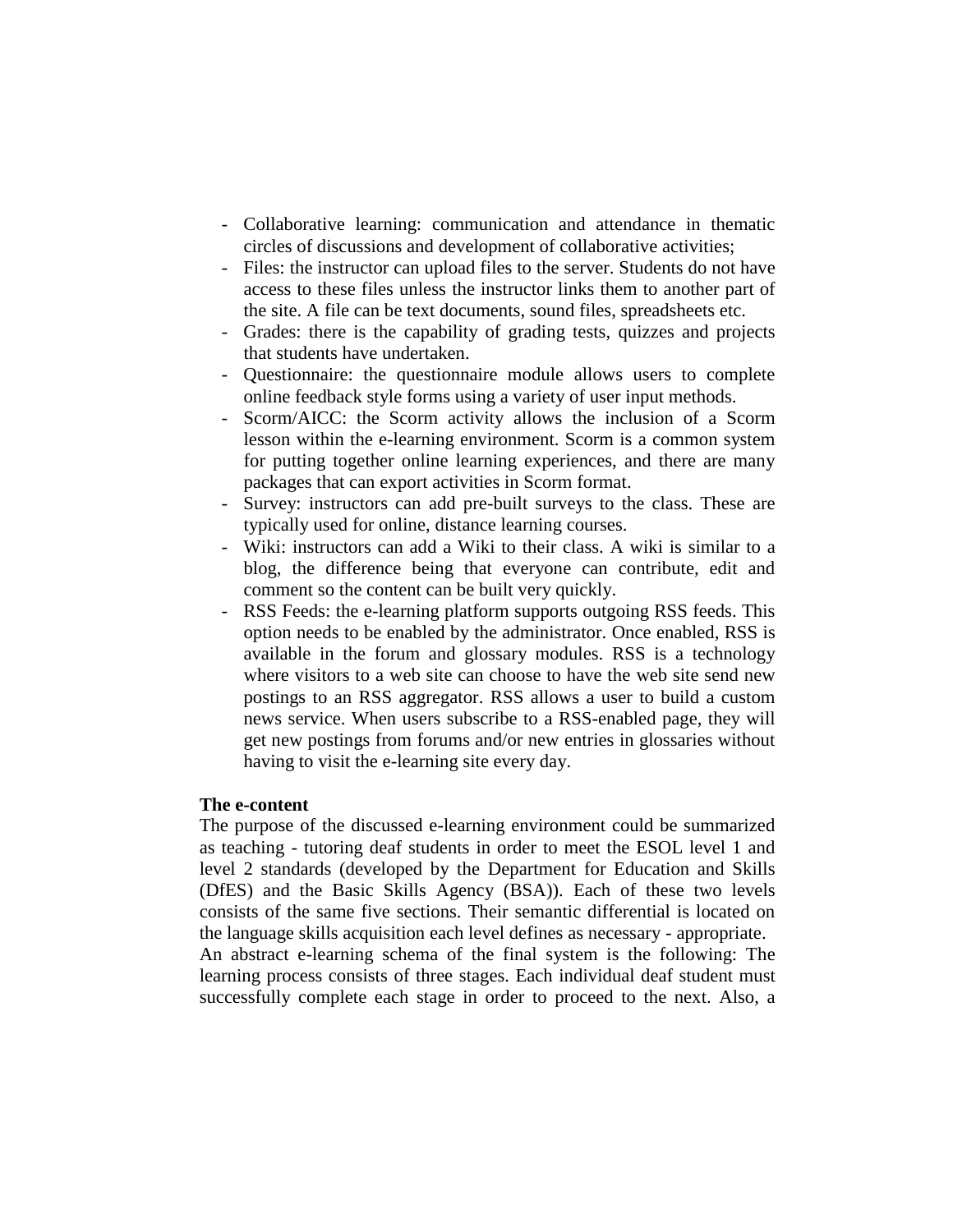- Collaborative learning: communication and attendance in thematic circles of discussions and development of collaborative activities;
- Files: the instructor can upload files to the server. Students do not have access to these files unless the instructor links them to another part of the site. A file can be text documents, sound files, spreadsheets etc.
- Grades: there is the capability of grading tests, quizzes and projects that students have undertaken.
- Questionnaire: the questionnaire module allows users to complete online feedback style forms using a variety of user input methods.
- Scorm/AICC: the Scorm activity allows the inclusion of a Scorm lesson within the e-learning environment. Scorm is a common system for putting together online learning experiences, and there are many packages that can export activities in Scorm format.
- Survey: instructors can add pre-built surveys to the class. These are typically used for online, distance learning courses.
- Wiki: instructors can add a Wiki to their class. A wiki is similar to a blog, the difference being that everyone can contribute, edit and comment so the content can be built very quickly.
- RSS Feeds: the e-learning platform supports outgoing RSS feeds. This option needs to be enabled by the administrator. Once enabled, RSS is available in the forum and glossary modules. RSS is a technology where visitors to a web site can choose to have the web site send new postings to an RSS aggregator. RSS allows a user to build a custom news service. When users subscribe to a RSS-enabled page, they will get new postings from forums and/or new entries in glossaries without having to visit the e-learning site every day.

**The e-content**

The purpose of the discussed e-learning environment could be summarized as teaching - tutoring deaf students in order to meet the ESOL level 1 and level 2 standards (developed by the Department for Education and Skills (DfES) and the Basic Skills Agency (BSA)). Each of these two levels consists of the same five sections. Their semantic differential is located on the language skills acquisition each level defines as necessary - appropriate.

An abstract e-learning schema of the final system is the following: The learning process consists of three stages. Each individual deaf student must successfully complete each stage in order to proceed to the next. Also, a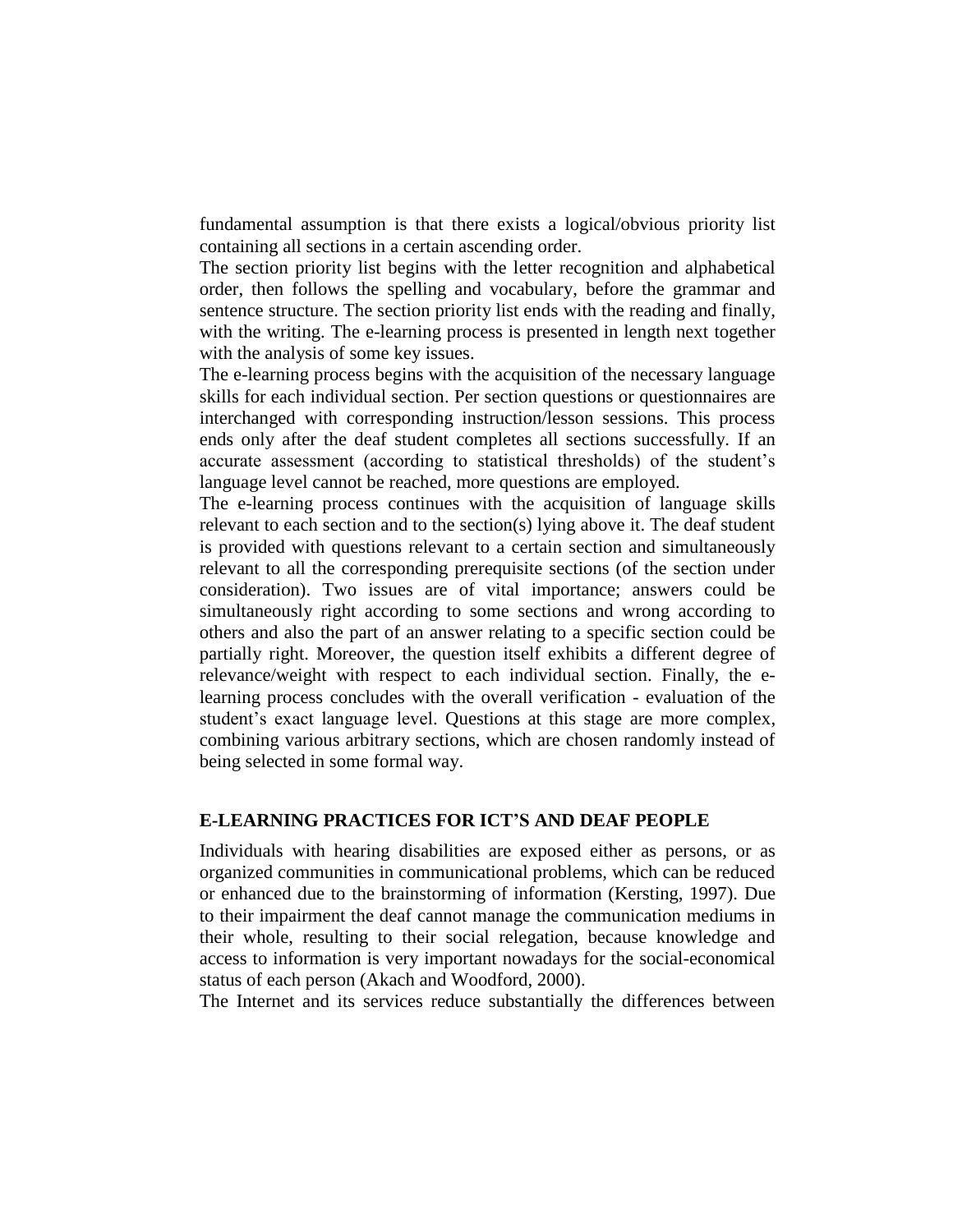fundamental assumption is that there exists a logical/obvious priority list containing all sections in a certain ascending order.

The section priority list begins with the letter recognition and alphabetical order, then follows the spelling and vocabulary, before the grammar and sentence structure. The section priority list ends with the reading and finally, with the writing. The e-learning process is presented in length next together with the analysis of some key issues.

The e-learning process begins with the acquisition of the necessary language skills for each individual section. Per section questions or questionnaires are interchanged with corresponding instruction/lesson sessions. This process ends only after the deaf student completes all sections successfully. If an accurate assessment (according to statistical thresholds) of the student's language level cannot be reached, more questions are employed.

The e-learning process continues with the acquisition of language skills relevant to each section and to the section(s) lying above it. The deaf student is provided with questions relevant to a certain section and simultaneously relevant to all the corresponding prerequisite sections (of the section under consideration). Two issues are of vital importance; answers could be simultaneously right according to some sections and wrong according to others and also the part of an answer relating to a specific section could be partially right. Moreover, the question itself exhibits a different degree of relevance/weight with respect to each individual section. Finally, the e-learning process concludes with the overall verification - evaluation of the student's exact language level. Questions at this stage are more complex, combining various arbitrary sections, which are chosen randomly instead of being selected in some formal way.

## E-LEARNING PRACTICES FOR ICT'S AND DEAF PEOPLE

Individuals with hearing disabilities are exposed either as persons, or as organized communities in communicational problems, which can be reduced or enhanced due to the brainstorming of information (Kersting, 1997). Due to their impairment the deaf cannot manage the communication mediums in their whole, resulting to their social relegation, because knowledge and access to information is very important nowadays for the social-economical status of each person (Akach and Woodford, 2000).

The Internet and its services reduce substantially the differences between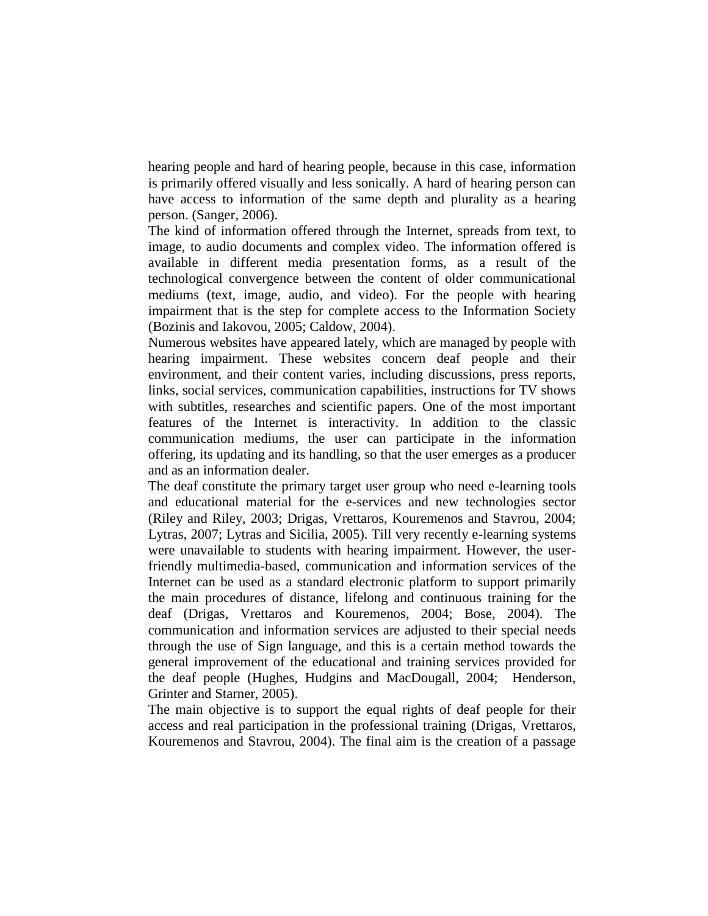hearing people and hard of hearing people, because in this case, information is primarily offered visually and less sonically. A hard of hearing person can have access to information of the same depth and plurality as a hearing person. (Sanger, 2006).

The kind of information offered through the Internet, spreads from text, to image, to audio documents and complex video. The information offered is available in different media presentation forms, as a result of the technological convergence between the content of older communicational mediums (text, image, audio, and video). For the people with hearing impairment that is the step for complete access to the Information Society (Bozinis and Iakovou, 2005; Caldow, 2004).

Numerous websites have appeared lately, which are managed by people with hearing impairment. These websites concern deaf people and their environment, and their content varies, including discussions, press reports, links, social services, communication capabilities, instructions for TV shows with subtitles, researches and scientific papers. One of the most important features of the Internet is interactivity. In addition to the classic communication mediums, the user can participate in the information offering, its updating and its handling, so that the user emerges as a producer and as an information dealer.

The deaf constitute the primary target user group who need e-learning tools and educational material for the e-services and new technologies sector (Riley and Riley, 2003; Drigas, Vrettaros, Kouremenos and Stavrou, 2004; Lytras, 2007; Lytras and Sicilia, 2005). Till very recently e-learning systems were unavailable to students with hearing impairment. However, the user-friendly multimedia-based, communication and information services of the Internet can be used as a standard electronic platform to support primarily the main procedures of distance, lifelong and continuous training for the deaf (Drigas, Vrettaros and Kouremenos, 2004; Bose, 2004). The communication and information services are adjusted to their special needs through the use of Sign language, and this is a certain method towards the general improvement of the educational and training services provided for the deaf people (Hughes, Hudgins and MacDougall, 2004; Henderson, Grinter and Starner, 2005).

The main objective is to support the equal rights of deaf people for their access and real participation in the professional training (Drigas, Vrettaros, Kouremenos and Stavrou, 2004). The final aim is the creation of a passage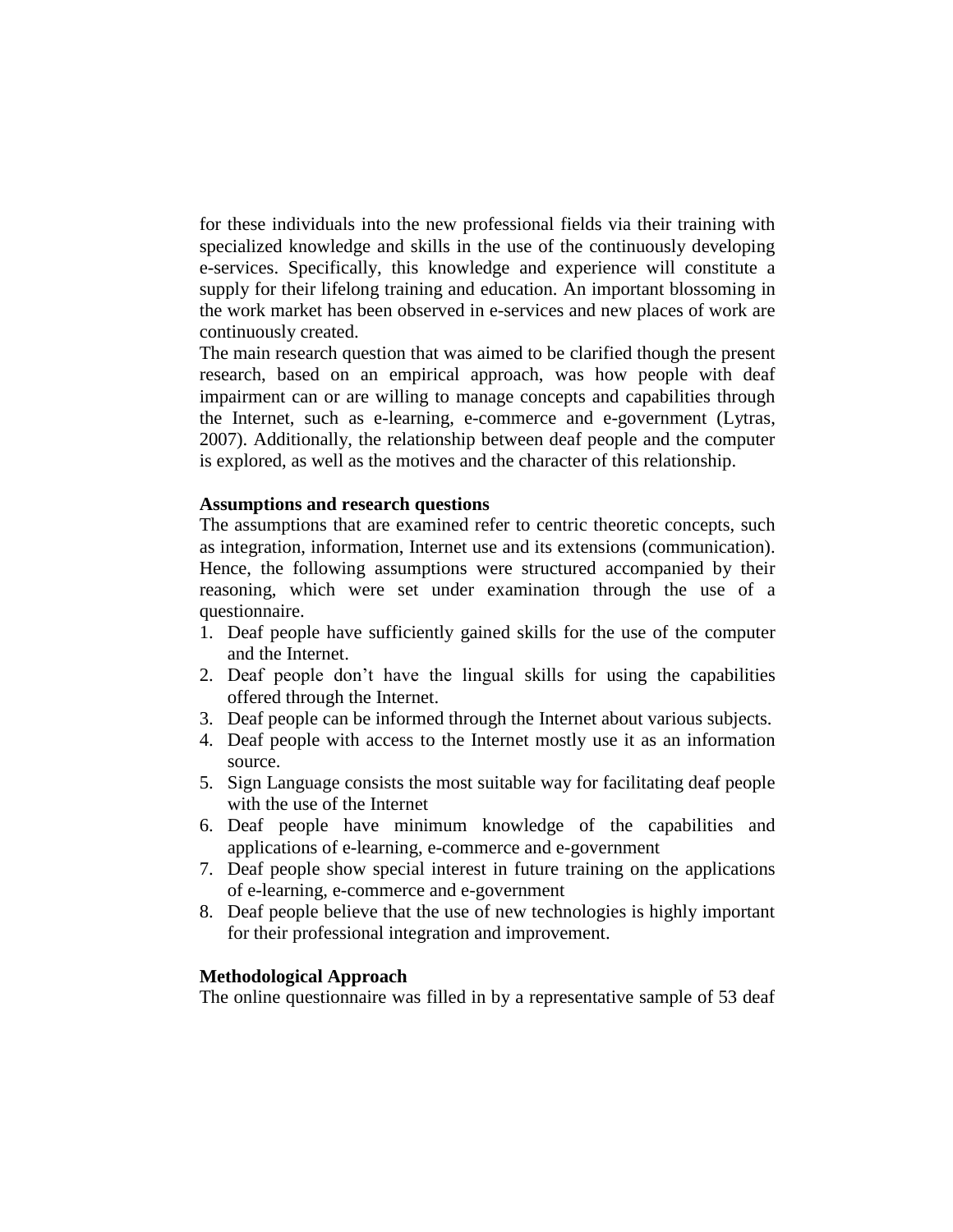for these individuals into the new professional fields via their training with specialized knowledge and skills in the use of the continuously developing e-services. Specifically, this knowledge and experience will constitute a supply for their lifelong training and education. An important blossoming in the work market has been observed in e-services and new places of work are continuously created.

The main research question that was aimed to be clarified though the present research, based on an empirical approach, was how people with deaf impairment can or are willing to manage concepts and capabilities through the Internet, such as e-learning, e-commerce and e-government (Lytras, 2007). Additionally, the relationship between deaf people and the computer is explored, as well as the motives and the character of this relationship.

**Assumptions and research questions**

The assumptions that are examined refer to centric theoretic concepts, such as integration, information, Internet use and its extensions (communication). Hence, the following assumptions were structured accompanied by their reasoning, which were set under examination through the use of a questionnaire.

1. Deaf people have sufficiently gained skills for the use of the computer and the Internet.
2. Deaf people don't have the lingual skills for using the capabilities offered through the Internet.
3. Deaf people can be informed through the Internet about various subjects.
4. Deaf people with access to the Internet mostly use it as an information source.
5. Sign Language consists the most suitable way for facilitating deaf people with the use of the Internet
6. Deaf people have minimum knowledge of the capabilities and applications of e-learning, e-commerce and e-government
7. Deaf people show special interest in future training on the applications of e-learning, e-commerce and e-government
8. Deaf people believe that the use of new technologies is highly important for their professional integration and improvement.

**Methodological Approach**

The online questionnaire was filled in by a representative sample of 53 deaf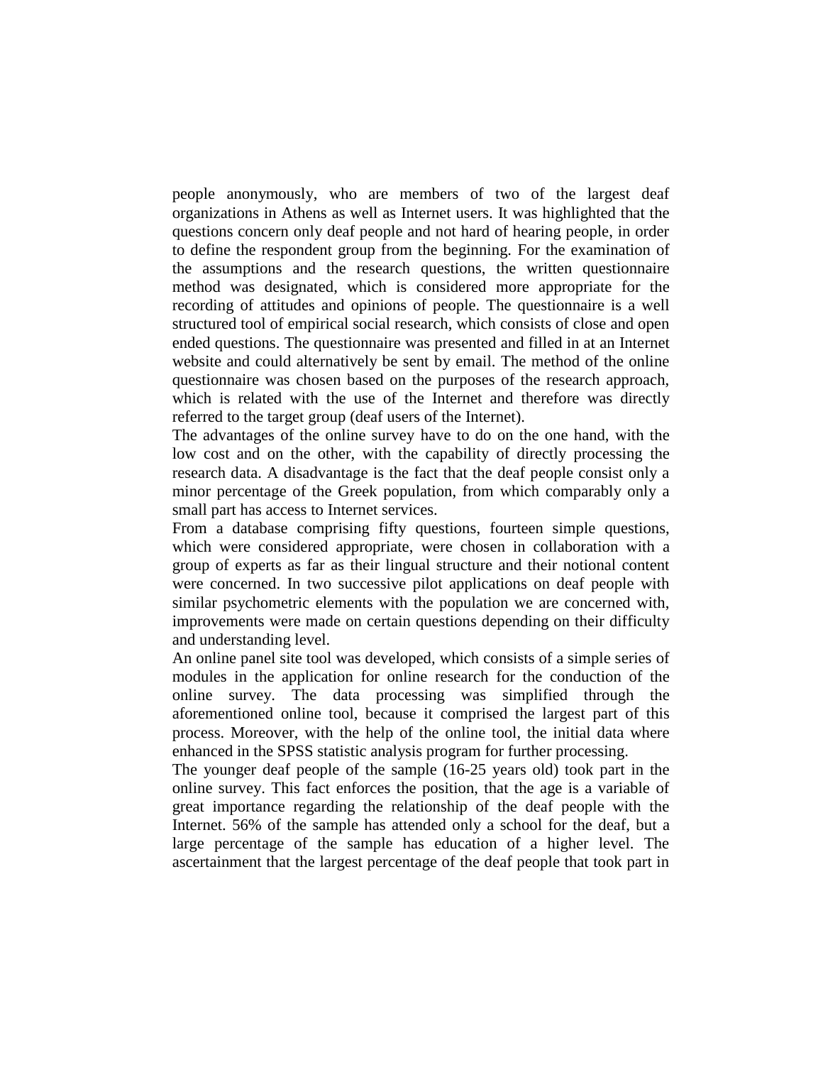people anonymously, who are members of two of the largest deaf organizations in Athens as well as Internet users. It was highlighted that the questions concern only deaf people and not hard of hearing people, in order to define the respondent group from the beginning. For the examination of the assumptions and the research questions, the written questionnaire method was designated, which is considered more appropriate for the recording of attitudes and opinions of people. The questionnaire is a well structured tool of empirical social research, which consists of close and open ended questions. The questionnaire was presented and filled in at an Internet website and could alternatively be sent by email. The method of the online questionnaire was chosen based on the purposes of the research approach, which is related with the use of the Internet and therefore was directly referred to the target group (deaf users of the Internet).

The advantages of the online survey have to do on the one hand, with the low cost and on the other, with the capability of directly processing the research data. A disadvantage is the fact that the deaf people consist only a minor percentage of the Greek population, from which comparably only a small part has access to Internet services.

From a database comprising fifty questions, fourteen simple questions, which were considered appropriate, were chosen in collaboration with a group of experts as far as their lingual structure and their notional content were concerned. In two successive pilot applications on deaf people with similar psychometric elements with the population we are concerned with, improvements were made on certain questions depending on their difficulty and understanding level.

An online panel site tool was developed, which consists of a simple series of modules in the application for online research for the conduction of the online survey. The data processing was simplified through the aforementioned online tool, because it comprised the largest part of this process. Moreover, with the help of the online tool, the initial data where enhanced in the SPSS statistic analysis program for further processing.

The younger deaf people of the sample (16-25 years old) took part in the online survey. This fact enforces the position, that the age is a variable of great importance regarding the relationship of the deaf people with the Internet. 56% of the sample has attended only a school for the deaf, but a large percentage of the sample has education of a higher level. The ascertainment that the largest percentage of the deaf people that took part in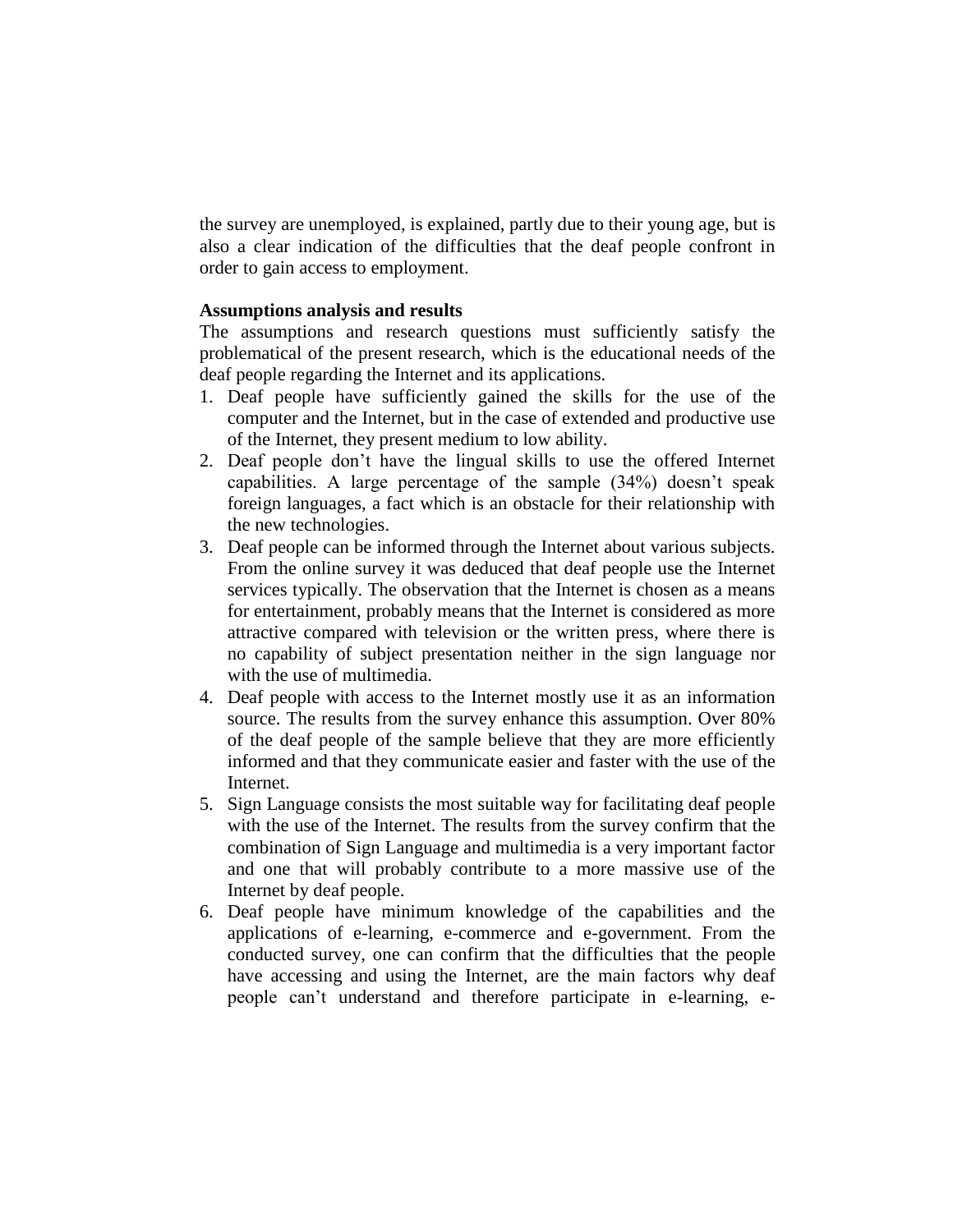the survey are unemployed, is explained, partly due to their young age, but is also a clear indication of the difficulties that the deaf people confront in order to gain access to employment.

**Assumptions analysis and results**

The assumptions and research questions must sufficiently satisfy the problematical of the present research, which is the educational needs of the deaf people regarding the Internet and its applications.

1. Deaf people have sufficiently gained the skills for the use of the computer and the Internet, but in the case of extended and productive use of the Internet, they present medium to low ability.
2. Deaf people don't have the lingual skills to use the offered Internet capabilities. A large percentage of the sample (34%) doesn't speak foreign languages, a fact which is an obstacle for their relationship with the new technologies.
3. Deaf people can be informed through the Internet about various subjects. From the online survey it was deduced that deaf people use the Internet services typically. The observation that the Internet is chosen as a means for entertainment, probably means that the Internet is considered as more attractive compared with television or the written press, where there is no capability of subject presentation neither in the sign language nor with the use of multimedia.
4. Deaf people with access to the Internet mostly use it as an information source. The results from the survey enhance this assumption. Over 80% of the deaf people of the sample believe that they are more efficiently informed and that they communicate easier and faster with the use of the Internet.
5. Sign Language consists the most suitable way for facilitating deaf people with the use of the Internet. The results from the survey confirm that the combination of Sign Language and multimedia is a very important factor and one that will probably contribute to a more massive use of the Internet by deaf people.
6. Deaf people have minimum knowledge of the capabilities and the applications of e-learning, e-commerce and e-government. From the conducted survey, one can confirm that the difficulties that the people have accessing and using the Internet, are the main factors why deaf people can't understand and therefore participate in e-learning, e-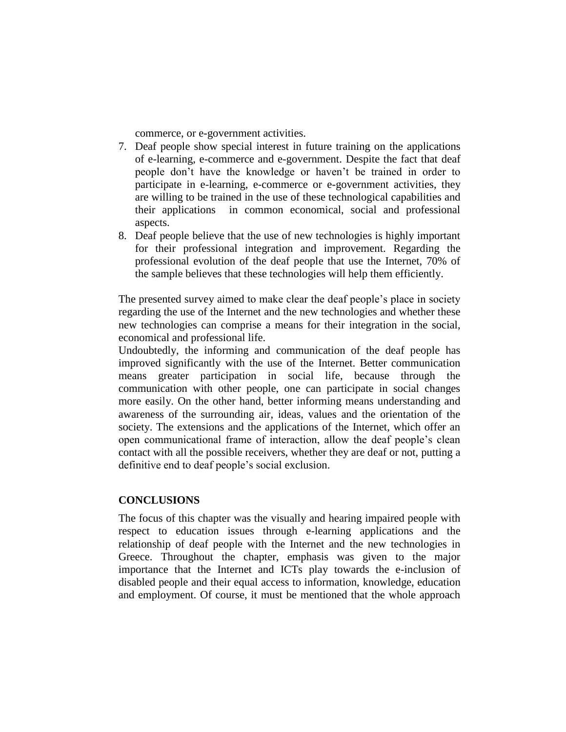commerce, or e-government activities.

7. Deaf people show special interest in future training on the applications of e-learning, e-commerce and e-government. Despite the fact that deaf people don't have the knowledge or haven't be trained in order to participate in e-learning, e-commerce or e-government activities, they are willing to be trained in the use of these technological capabilities and their applications in common economical, social and professional aspects.
8. Deaf people believe that the use of new technologies is highly important for their professional integration and improvement. Regarding the professional evolution of the deaf people that use the Internet, 70% of the sample believes that these technologies will help them efficiently.

The presented survey aimed to make clear the deaf people's place in society regarding the use of the Internet and the new technologies and whether these new technologies can comprise a means for their integration in the social, economical and professional life.

Undoubtedly, the informing and communication of the deaf people has improved significantly with the use of the Internet. Better communication means greater participation in social life, because through the communication with other people, one can participate in social changes more easily. On the other hand, better informing means understanding and awareness of the surrounding air, ideas, values and the orientation of the society. The extensions and the applications of the Internet, which offer an open communicational frame of interaction, allow the deaf people's clean contact with all the possible receivers, whether they are deaf or not, putting a definitive end to deaf people's social exclusion.

## CONCLUSIONS

The focus of this chapter was the visually and hearing impaired people with respect to education issues through e-learning applications and the relationship of deaf people with the Internet and the new technologies in Greece. Throughout the chapter, emphasis was given to the major importance that the Internet and ICTs play towards the e-inclusion of disabled people and their equal access to information, knowledge, education and employment. Of course, it must be mentioned that the whole approach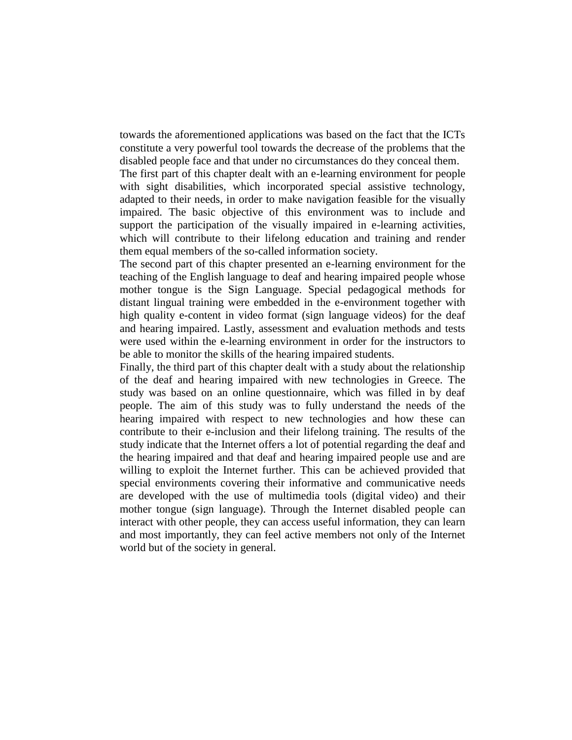towards the aforementioned applications was based on the fact that the ICTs constitute a very powerful tool towards the decrease of the problems that the disabled people face and that under no circumstances do they conceal them.

The first part of this chapter dealt with an e-learning environment for people with sight disabilities, which incorporated special assistive technology, adapted to their needs, in order to make navigation feasible for the visually impaired. The basic objective of this environment was to include and support the participation of the visually impaired in e-learning activities, which will contribute to their lifelong education and training and render them equal members of the so-called information society.

The second part of this chapter presented an e-learning environment for the teaching of the English language to deaf and hearing impaired people whose mother tongue is the Sign Language. Special pedagogical methods for distant lingual training were embedded in the e-environment together with high quality e-content in video format (sign language videos) for the deaf and hearing impaired. Lastly, assessment and evaluation methods and tests were used within the e-learning environment in order for the instructors to be able to monitor the skills of the hearing impaired students.

Finally, the third part of this chapter dealt with a study about the relationship of the deaf and hearing impaired with new technologies in Greece. The study was based on an online questionnaire, which was filled in by deaf people. The aim of this study was to fully understand the needs of the hearing impaired with respect to new technologies and how these can contribute to their e-inclusion and their lifelong training. The results of the study indicate that the Internet offers a lot of potential regarding the deaf and the hearing impaired and that deaf and hearing impaired people use and are willing to exploit the Internet further. This can be achieved provided that special environments covering their informative and communicative needs are developed with the use of multimedia tools (digital video) and their mother tongue (sign language). Through the Internet disabled people can interact with other people, they can access useful information, they can learn and most importantly, they can feel active members not only of the Internet world but of the society in general.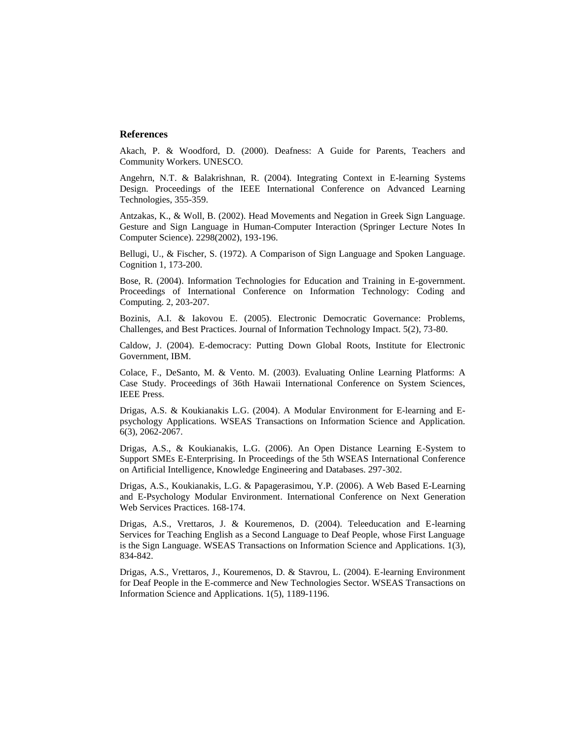## References

Akach, P. & Woodford, D. (2000). Deafness: A Guide for Parents, Teachers and Community Workers. UNESCO.

Angehrn, N.T. & Balakrishnan, R. (2004). Integrating Context in E-learning Systems Design. Proceedings of the IEEE International Conference on Advanced Learning Technologies, 355-359.

Antzakas, K., & Woll, B. (2002). Head Movements and Negation in Greek Sign Language. Gesture and Sign Language in Human-Computer Interaction (Springer Lecture Notes In Computer Science). 2298(2002), 193-196.

Bellugi, U., & Fischer, S. (1972). A Comparison of Sign Language and Spoken Language. Cognition 1, 173-200.

Bose, R. (2004). Information Technologies for Education and Training in E-government. Proceedings of International Conference on Information Technology: Coding and Computing. 2, 203-207.

Bozinis, A.I. & Iakovou E. (2005). Electronic Democratic Governance: Problems, Challenges, and Best Practices. Journal of Information Technology Impact. 5(2), 73-80.

Caldow, J. (2004). E-democracy: Putting Down Global Roots, Institute for Electronic Government, IBM.

Colace, F., DeSanto, M. & Vento. M. (2003). Evaluating Online Learning Platforms: A Case Study. Proceedings of 36th Hawaii International Conference on System Sciences, IEEE Press.

Drigas, A.S. & Koukianakis L.G. (2004). A Modular Environment for E-learning and E-psychology Applications. WSEAS Transactions on Information Science and Application. 6(3), 2062-2067.

Drigas, A.S., & Koukianakis, L.G. (2006). An Open Distance Learning E-System to Support SMEs E-Enterprising. In Proceedings of the 5th WSEAS International Conference on Artificial Intelligence, Knowledge Engineering and Databases. 297-302.

Drigas, A.S., Koukianakis, L.G. & Papagerasimou, Y.P. (2006). A Web Based E-Learning and E-Psychology Modular Environment. International Conference on Next Generation Web Services Practices. 168-174.

Drigas, A.S., Vrettaros, J. & Kouremenos, D. (2004). Teleeducation and E-learning Services for Teaching English as a Second Language to Deaf People, whose First Language is the Sign Language. WSEAS Transactions on Information Science and Applications. 1(3), 834-842.

Drigas, A.S., Vrettaros, J., Kouremenos, D. & Stavrou, L. (2004). E-learning Environment for Deaf People in the E-commerce and New Technologies Sector. WSEAS Transactions on Information Science and Applications. 1(5), 1189-1196.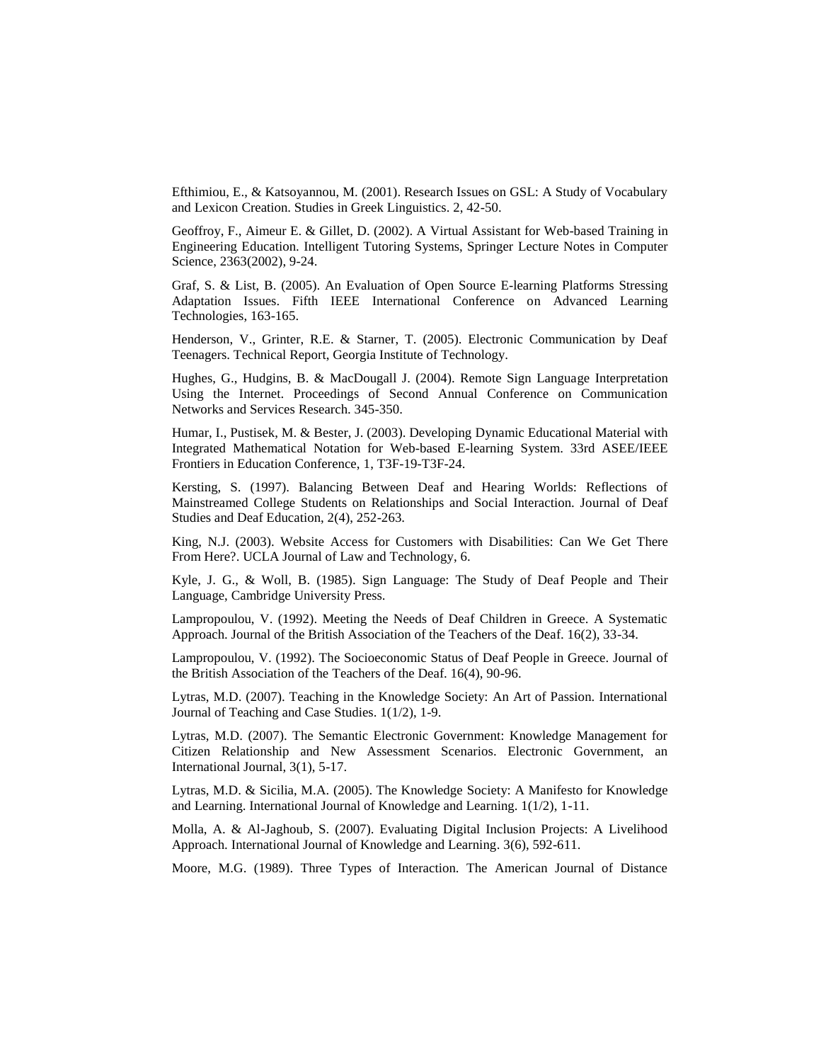Efthimiou, E., & Katsoyannou, M. (2001). Research Issues on GSL: A Study of Vocabulary and Lexicon Creation. Studies in Greek Linguistics. 2, 42-50.

Geoffroy, F., Aimeur E. & Gillet, D. (2002). A Virtual Assistant for Web-based Training in Engineering Education. Intelligent Tutoring Systems, Springer Lecture Notes in Computer Science, 2363(2002), 9-24.

Graf, S. & List, B. (2005). An Evaluation of Open Source E-learning Platforms Stressing Adaptation Issues. Fifth IEEE International Conference on Advanced Learning Technologies, 163-165.

Henderson, V., Grinter, R.E. & Starner, T. (2005). Electronic Communication by Deaf Teenagers. Technical Report, Georgia Institute of Technology.

Hughes, G., Hudgins, B. & MacDougall J. (2004). Remote Sign Language Interpretation Using the Internet. Proceedings of Second Annual Conference on Communication Networks and Services Research. 345-350.

Humar, I., Pustisek, M. & Bester, J. (2003). Developing Dynamic Educational Material with Integrated Mathematical Notation for Web-based E-learning System. 33rd ASEE/IEEE Frontiers in Education Conference, 1, T3F-19-T3F-24.

Kersting, S. (1997). Balancing Between Deaf and Hearing Worlds: Reflections of Mainstreamed College Students on Relationships and Social Interaction. Journal of Deaf Studies and Deaf Education, 2(4), 252-263.

King, N.J. (2003). Website Access for Customers with Disabilities: Can We Get There From Here?. UCLA Journal of Law and Technology, 6.

Kyle, J. G., & Woll, B. (1985). Sign Language: The Study of Deaf People and Their Language, Cambridge University Press.

Lampropoulou, V. (1992). Meeting the Needs of Deaf Children in Greece. A Systematic Approach. Journal of the British Association of the Teachers of the Deaf. 16(2), 33-34.

Lampropoulou, V. (1992). The Socioeconomic Status of Deaf People in Greece. Journal of the British Association of the Teachers of the Deaf. 16(4), 90-96.

Lytras, M.D. (2007). Teaching in the Knowledge Society: An Art of Passion. International Journal of Teaching and Case Studies. 1(1/2), 1-9.

Lytras, M.D. (2007). The Semantic Electronic Government: Knowledge Management for Citizen Relationship and New Assessment Scenarios. Electronic Government, an International Journal, 3(1), 5-17.

Lytras, M.D. & Sicilia, M.A. (2005). The Knowledge Society: A Manifesto for Knowledge and Learning. International Journal of Knowledge and Learning. 1(1/2), 1-11.

Molla, A. & Al-Jaghoub, S. (2007). Evaluating Digital Inclusion Projects: A Livelihood Approach. International Journal of Knowledge and Learning. 3(6), 592-611.

Moore, M.G. (1989). Three Types of Interaction. The American Journal of Distance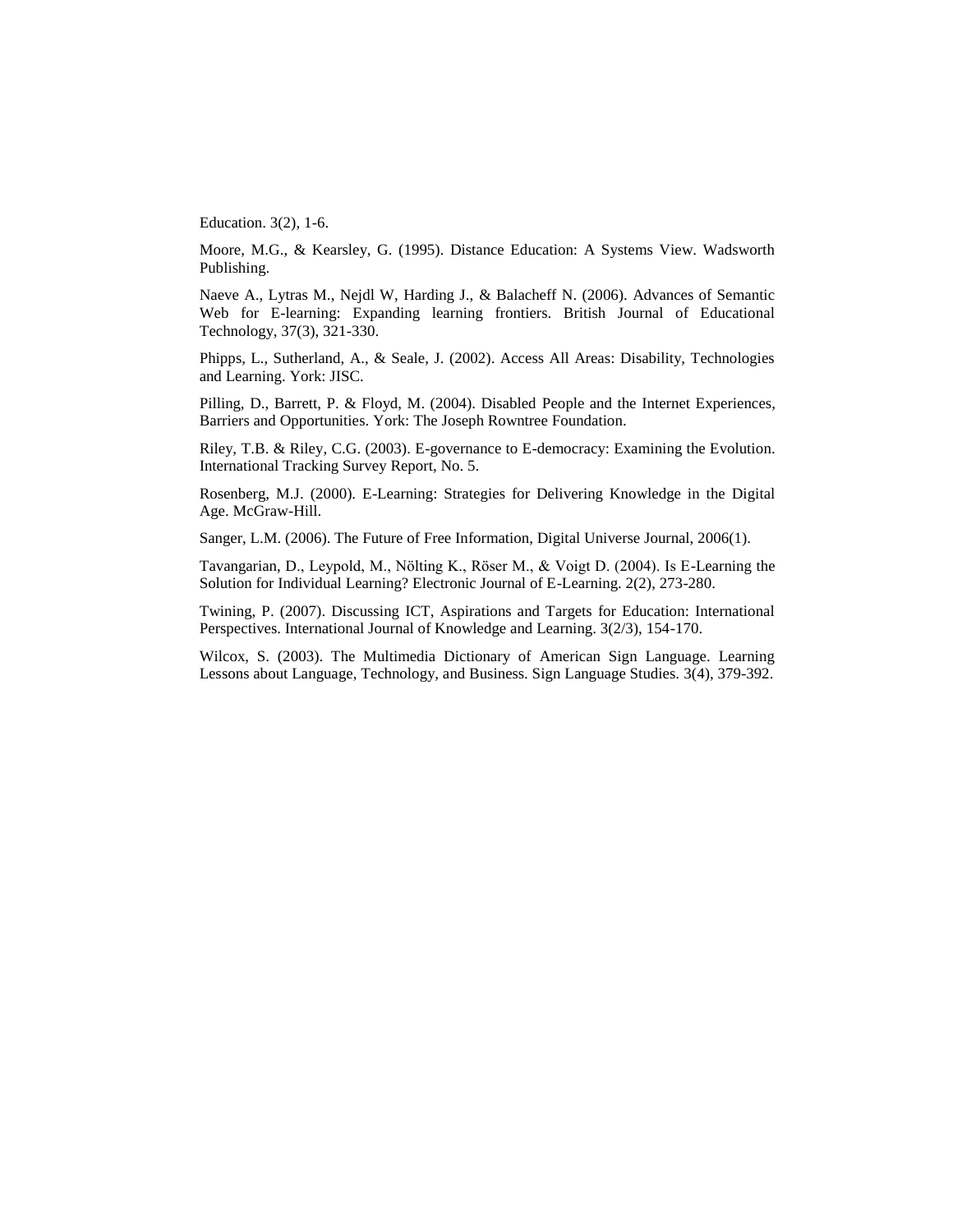Education. 3(2), 1-6.

Moore, M.G., & Kearsley, G. (1995). Distance Education: A Systems View. Wadsworth Publishing.

Naeve A., Lytras M., Nejdl W, Harding J., & Balacheff N. (2006). Advances of Semantic Web for E-learning: Expanding learning frontiers. British Journal of Educational Technology, 37(3), 321-330.

Phipps, L., Sutherland, A., & Seale, J. (2002). Access All Areas: Disability, Technologies and Learning. York: JISC.

Pilling, D., Barrett, P. & Floyd, M. (2004). Disabled People and the Internet Experiences, Barriers and Opportunities. York: The Joseph Rowntree Foundation.

Riley, T.B. & Riley, C.G. (2003). E-governance to E-democracy: Examining the Evolution. International Tracking Survey Report, No. 5.

Rosenberg, M.J. (2000). E-Learning: Strategies for Delivering Knowledge in the Digital Age. McGraw-Hill.

Sanger, L.M. (2006). The Future of Free Information, Digital Universe Journal, 2006(1).

Tavangarian, D., Leypold, M., Nölting K., Röser M., & Voigt D. (2004). Is E-Learning the Solution for Individual Learning? Electronic Journal of E-Learning. 2(2), 273-280.

Twining, P. (2007). Discussing ICT, Aspirations and Targets for Education: International Perspectives. International Journal of Knowledge and Learning. 3(2/3), 154-170.

Wilcox, S. (2003). The Multimedia Dictionary of American Sign Language. Learning Lessons about Language, Technology, and Business. Sign Language Studies. 3(4), 379-392.